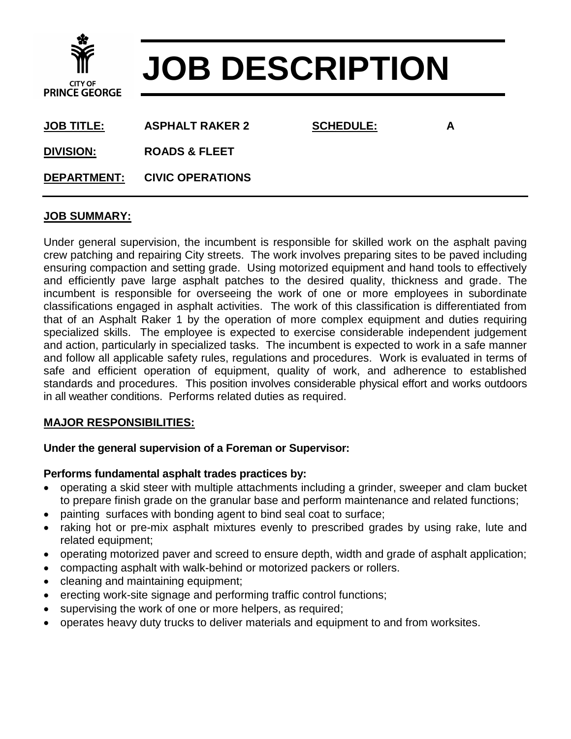CITY OF PRINCE GEORGE

# JOB DESCRIPTION

**JOB TITLE:** **ASPHALT RAKER 2** **SCHEDULE:** **A**

**DIVISION:** **ROADS & FLEET**

**DEPARTMENT:** **CIVIC OPERATIONS**

## JOB SUMMARY:

Under general supervision, the incumbent is responsible for skilled work on the asphalt paving crew patching and repairing City streets. The work involves preparing sites to be paved including ensuring compaction and setting grade. Using motorized equipment and hand tools to effectively and efficiently pave large asphalt patches to the desired quality, thickness and grade. The incumbent is responsible for overseeing the work of one or more employees in subordinate classifications engaged in asphalt activities. The work of this classification is differentiated from that of an Asphalt Raker 1 by the operation of more complex equipment and duties requiring specialized skills. The employee is expected to exercise considerable independent judgement and action, particularly in specialized tasks. The incumbent is expected to work in a safe manner and follow all applicable safety rules, regulations and procedures. Work is evaluated in terms of safe and efficient operation of equipment, quality of work, and adherence to established standards and procedures. This position involves considerable physical effort and works outdoors in all weather conditions. Performs related duties as required.

## MAJOR RESPONSIBILITIES:

**Under the general supervision of a Foreman or Supervisor:**

**Performs fundamental asphalt trades practices by:**

- operating a skid steer with multiple attachments including a grinder, sweeper and clam bucket to prepare finish grade on the granular base and perform maintenance and related functions;
- painting surfaces with bonding agent to bind seal coat to surface;
- raking hot or pre-mix asphalt mixtures evenly to prescribed grades by using rake, lute and related equipment;
- operating motorized paver and screed to ensure depth, width and grade of asphalt application;
- compacting asphalt with walk-behind or motorized packers or rollers.
- cleaning and maintaining equipment;
- erecting work-site signage and performing traffic control functions;
- supervising the work of one or more helpers, as required;
- operates heavy duty trucks to deliver materials and equipment to and from worksites.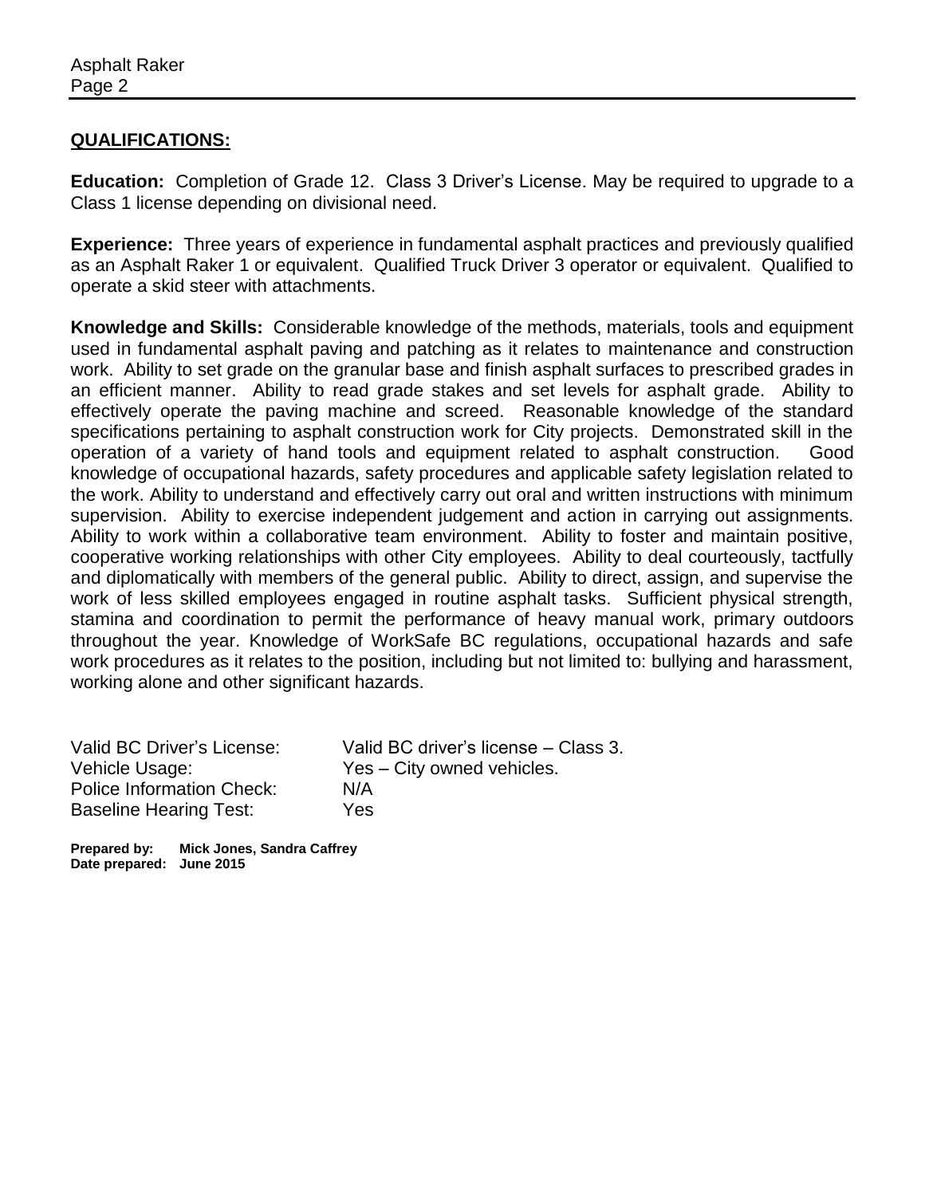## QUALIFICATIONS:

**Education:** Completion of Grade 12. Class 3 Driver's License. May be required to upgrade to a Class 1 license depending on divisional need.

**Experience:** Three years of experience in fundamental asphalt practices and previously qualified as an Asphalt Raker 1 or equivalent. Qualified Truck Driver 3 operator or equivalent. Qualified to operate a skid steer with attachments.

**Knowledge and Skills:** Considerable knowledge of the methods, materials, tools and equipment used in fundamental asphalt paving and patching as it relates to maintenance and construction work. Ability to set grade on the granular base and finish asphalt surfaces to prescribed grades in an efficient manner. Ability to read grade stakes and set levels for asphalt grade. Ability to effectively operate the paving machine and screed. Reasonable knowledge of the standard specifications pertaining to asphalt construction work for City projects. Demonstrated skill in the operation of a variety of hand tools and equipment related to asphalt construction. Good knowledge of occupational hazards, safety procedures and applicable safety legislation related to the work. Ability to understand and effectively carry out oral and written instructions with minimum supervision. Ability to exercise independent judgement and action in carrying out assignments. Ability to work within a collaborative team environment. Ability to foster and maintain positive, cooperative working relationships with other City employees. Ability to deal courteously, tactfully and diplomatically with members of the general public. Ability to direct, assign, and supervise the work of less skilled employees engaged in routine asphalt tasks. Sufficient physical strength, stamina and coordination to permit the performance of heavy manual work, primary outdoors throughout the year. Knowledge of WorkSafe BC regulations, occupational hazards and safe work procedures as it relates to the position, including but not limited to: bullying and harassment, working alone and other significant hazards.

| | |
|---|---|
| Valid BC Driver's License: | Valid BC driver's license – Class 3. |
| Vehicle Usage: | Yes – City owned vehicles. |
| Police Information Check: | N/A |
| Baseline Hearing Test: | Yes |

**Prepared by: Mick Jones, Sandra Caffrey**
**Date prepared: June 2015**